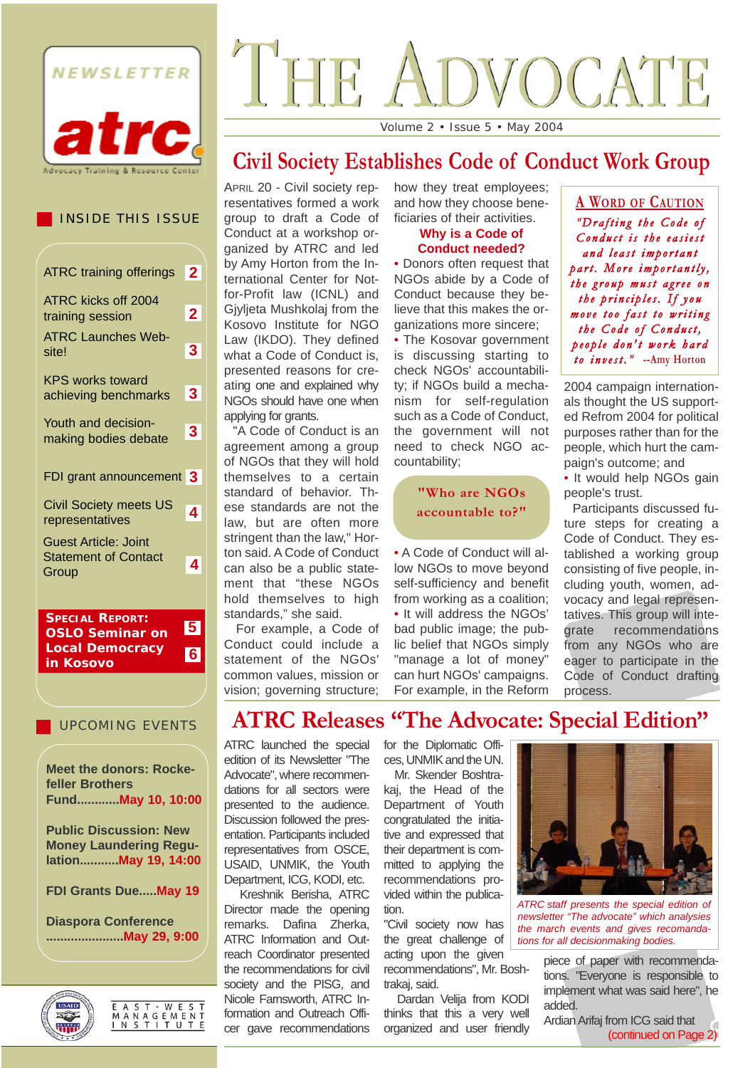NEWSLETTER

atrc

Advocacy Training & Resource Center

# THE ADVOCATE

Volume 2 • Issue 5 • May 2004

## INSIDE THIS ISSUE

| | |
|---|---|
| ATRC training offerings | 2 |
| ATRC kicks off 2004 training session | 2 |
| ATRC Launches Website! | 3 |
| KPS works toward achieving benchmarks | 3 |
| Youth and decision-making bodies debate | 3 |
| FDI grant announcement | 3 |
| Civil Society meets US representatives | 4 |
| Guest Article: Joint Statement of Contact Group | 4 |
| **SPECIAL REPORT: OSLO Seminar on Local Democracy in Kosovo** | 5 6 |

## UPCOMING EVENTS

**Meet the donors: Rockefeller Brothers Fund............May 10, 10:00**

**Public Discussion: New Money Laundering Regulation...........May 19, 14:00**

**FDI Grants Due.....May 19**

**Diaspora Conference .....................May 29, 9:00**

EAST-WEST MANAGEMENT INSTITUTE

## Civil Society Establishes Code of Conduct Work Group

APRIL 20 - Civil society representatives formed a work group to draft a Code of Conduct at a workshop organized by ATRC and led by Amy Horton from the International Center for Not-for-Profit law (ICNL) and Gjyljeta Mushkolaj from the Kosovo Institute for NGO Law (IKDO). They defined what a Code of Conduct is, presented reasons for creating one and explained why NGOs should have one when applying for grants.

"A Code of Conduct is an agreement among a group of NGOs that they will hold themselves to a certain standard of behavior. These standards are not the law, but are often more stringent than the law," Horton said. A Code of Conduct can also be a public statement that "these NGOs hold themselves to high standards," she said.

For example, a Code of Conduct could include a statement of the NGOs' common values, mission or vision; governing structure; how they treat employees; and how they choose beneficiaries of their activities.

### Why is a Code of Conduct needed?

- Donors often request that NGOs abide by a Code of Conduct because they believe that this makes the organizations more sincere;
- The Kosovar government is discussing starting to check NGOs' accountability; if NGOs build a mechanism for self-regulation such as a Code of Conduct, the government will not need to check NGO accountability;

**"Who are NGOs accountable to?"**

- A Code of Conduct will allow NGOs to move beyond self-sufficiency and benefit from working as a coalition;
- It will address the NGOs' bad public image; the public belief that NGOs simply "manage a lot of money" can hurt NGOs' campaigns. For example, in the Reform 2004 campaign internationals thought the US supported Refrom 2004 for political purposes rather than for the people, which hurt the campaign's outcome; and
- It would help NGOs gain people's trust.

Participants discussed future steps for creating a Code of Conduct. They established a working group consisting of five people, including youth, women, advocacy and legal representatives. This group will integrate recommendations from any NGOs who are eager to participate in the Code of Conduct drafting process.

> **A WORD OF CAUTION**
>
> *"Drafting the Code of Conduct is the easiest and least important part. More importantly, the group must agree on the principles. If you move too fast to writing the Code of Conduct, people don't work hard to invest."* --Amy Horton

## ATRC Releases "The Advocate: Special Edition"

ATRC launched the special edition of its Newsletter "The Advocate", where recommendations for all sectors were presented to the audience. Discussion followed the presentation. Participants included representatives from OSCE, USAID, UNMIK, the Youth Department, ICG, KODI, etc.

Kreshnik Berisha, ATRC Director made the opening remarks. Dafina Zherka, ATRC Information and Outreach Coordinator presented the recommendations for civil society and the PISG, and Nicole Farnsworth, ATRC Information and Outreach Officer gave recommendations for the Diplomatic Offices, UNMIK and the UN.

Mr. Skender Boshtrakaj, the Head of the Department of Youth congratulated the initiative and expressed that their department is committed to applying the recommendations provided within the publication.

"Civil society now has the great challenge of acting upon the given recommendations", Mr. Boshtrakaj, said.

Dardan Velija from KODI thinks that this a very well organized and user friendly piece of paper with recommendations. "Everyone is responsible to implement what was said here", he added.

Ardian Arifaj from ICG said that

(continued on Page 2)

*ATRC staff presents the special edition of newsletter "The advocate" which analyses the march events and gives recomandations for all decisionmaking bodies.*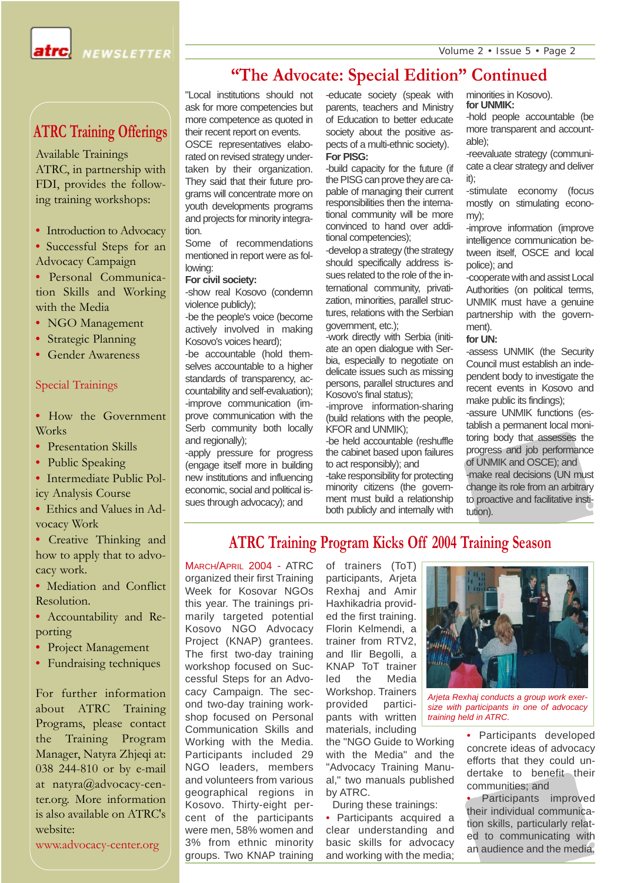## ATRC Training Offerings

Available Trainings

ATRC, in partnership with FDI, provides the following training workshops:

- Introduction to Advocacy
- Successful Steps for an Advocacy Campaign
- Personal Communication Skills and Working with the Media
- NGO Management
- Strategic Planning
- Gender Awareness

Special Trainings

- How the Government Works
- Presentation Skills
- Public Speaking
- Intermediate Public Policy Analysis Course
- Ethics and Values in Advocacy Work
- Creative Thinking and how to apply that to advocacy work.
- Mediation and Conflict Resolution.
- Accountability and Reporting
- Project Management
- Fundraising techniques

For further information about ATRC Training Programs, please contact the Training Program Manager, Natyra Zhjeqi at: 038 244-810 or by e-mail at natyra@advocacy-center.org. More information is also available on ATRC's website:

www.advocacy-center.org

# "The Advocate: Special Edition" Continued

"Local institutions should not ask for more competencies but more competence as quoted in their recent report on events.

OSCE representatives elaborated on revised strategy undertaken by their organization. They said that their future programs will concentrate more on youth developments programs and projects for minority integration.

Some of recommendations mentioned in report were as following:

**For civil society:**

-show real Kosovo (condemn violence publicly);

-be the people's voice (become actively involved in making Kosovo's voices heard);

-be accountable (hold themselves accountable to a higher standards of transparency, accountability and self-evaluation);

-improve communication (improve communication with the Serb community both locally and regionally);

-apply pressure for progress (engage itself more in building new institutions and influencing economic, social and political issues through advocacy); and

-educate society (speak with parents, teachers and Ministry of Education to better educate society about the positive aspects of a multi-ethnic society).

**For PISG:**

-build capacity for the future (if the PISG can prove they are capable of managing their current responsibilities then the international community will be more convinced to hand over additional competencies);

-develop a strategy (the strategy should specifically address issues related to the role of the international community, privatization, minorities, parallel structures, relations with the Serbian government, etc.);

-work directly with Serbia (initiate an open dialogue with Serbia, especially to negotiate on delicate issues such as missing persons, parallel structures and Kosovo's final status);

-improve information-sharing (build relations with the people, KFOR and UNMIK);

-be held accountable (reshuffle the cabinet based upon failures to act responsibly); and

-take responsibility for protecting minority citizens (the government must build a relationship both publicly and internally with minorities in Kosovo).

**for UNMIK:**

-hold people accountable (be more transparent and accountable);

-reevaluate strategy (communicate a clear strategy and deliver it);

-stimulate economy (focus mostly on stimulating economy);

-improve information (improve intelligence communication between itself, OSCE and local police); and

-cooperate with and assist Local Authorities (on political terms, UNMIK must have a genuine partnership with the government).

**for UN:**

-assess UNMIK (the Security Council must establish an independent body to investigate the recent events in Kosovo and make public its findings);

-assure UNMIK functions (establish a permanent local monitoring body that assesses the progress and job performance of UNMIK and OSCE); and

-make real decisions (UN must change its role from an arbitrary to proactive and facilitative institution).

# ATRC Training Program Kicks Off 2004 Training Season

March/April 2004 - ATRC organized their first Training Week for Kosovar NGOs this year. The trainings primarily targeted potential Kosovo NGO Advocacy Project (KNAP) grantees. The first two-day training workshop focused on Successful Steps for an Advocacy Campaign. The second two-day training workshop focused on Personal Communication Skills and Working with the Media. Participants included 29 NGO leaders, members and volunteers from various geographical regions in Kosovo. Thirty-eight percent of the participants were men, 58% women and 3% from ethnic minority groups. Two KNAP training of trainers (ToT) participants, Arjeta Rexhaj and Amir Haxhikadria provided the first training. Florin Kelmendi, a trainer from RTV2, and Ilir Begolli, a KNAP ToT trainer led the Media Workshop. Trainers provided participants with written materials, including the "NGO Guide to Working with the Media" and the "Advocacy Training Manual," two manuals published by ATRC.

During these trainings:

- Participants acquired a clear understanding and basic skills for advocacy and working with the media;

*Arjeta Rexhaj conducts a group work exersize with participants in one of advocacy training held in ATRC.*

- Participants developed concrete ideas of advocacy efforts that they could undertake to benefit their communities; and
- Participants improved their individual communication skills, particularly related to communicating with an audience and the media.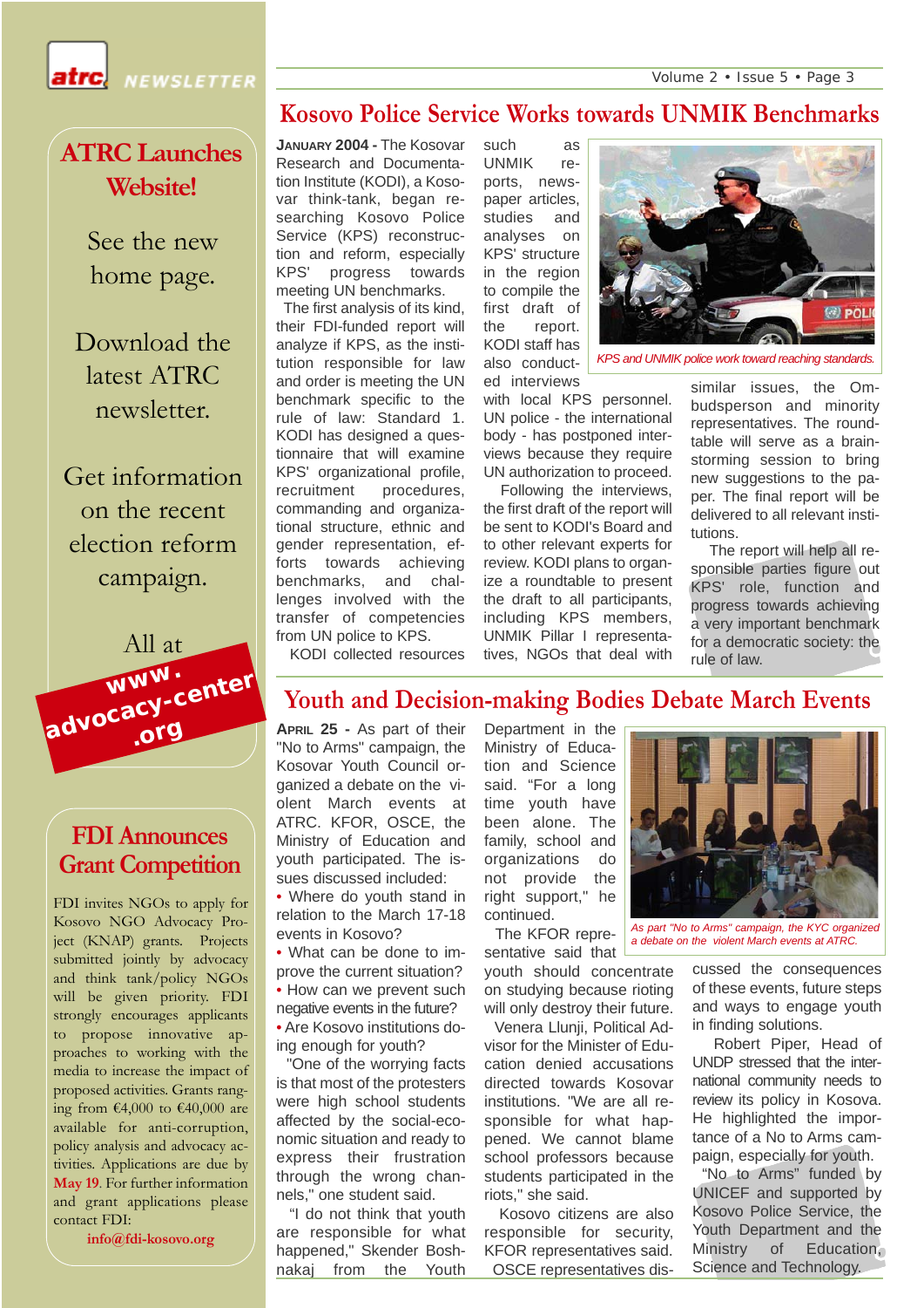## ATRC Launches Website!

See the new home page.

Download the latest ATRC newsletter.

Get information on the recent election reform campaign.

All at

www.advocacy-center.org

## FDI Announces Grant Competition

FDI invites NGOs to apply for Kosovo NGO Advocacy Project (KNAP) grants. Projects submitted jointly by advocacy and think tank/policy NGOs will be given priority. FDI strongly encourages applicants to propose innovative approaches to working with the media to increase the impact of proposed activities. Grants ranging from €4,000 to €40,000 are available for anti-corruption, policy analysis and advocacy activities. Applications are due by **May 19**. For further information and grant applications please contact FDI:

**info@fdi-kosovo.org**

# Kosovo Police Service Works towards UNMIK Benchmarks

**JANUARY 2004 -** The Kosovar Research and Documentation Institute (KODI), a Kosovar think-tank, began researching Kosovo Police Service (KPS) reconstruction and reform, especially KPS' progress towards meeting UN benchmarks.

The first analysis of its kind, their FDI-funded report will analyze if KPS, as the institution responsible for law and order is meeting the UN benchmark specific to the rule of law: Standard 1. KODI has designed a questionnaire that will examine KPS' organizational profile, recruitment procedures, commanding and organizational structure, ethnic and gender representation, efforts towards achieving benchmarks, and challenges involved with the transfer of competencies from UN police to KPS.

KODI collected resources such as UNMIK reports, newspaper articles, studies and analyses on KPS' structure in the region to compile the first draft of the report. KODI staff has also conducted interviews with local KPS personnel. UN police - the international body - has postponed interviews because they require UN authorization to proceed.

Following the interviews, the first draft of the report will be sent to KODI's Board and to other relevant experts for review. KODI plans to organize a roundtable to present the draft to all participants, including KPS members, UNMIK Pillar I representatives, NGOs that deal with similar issues, the Ombudsperson and minority representatives. The roundtable will serve as a brainstorming session to bring new suggestions to the paper. The final report will be delivered to all relevant institutions.

*KPS and UNMIK police work toward reaching standards.*

The report will help all responsible parties figure out KPS' role, function and progress towards achieving a very important benchmark for a democratic society: the rule of law.

# Youth and Decision-making Bodies Debate March Events

**APRIL 25 -** As part of their "No to Arms" campaign, the Kosovar Youth Council organized a debate on the violent March events at ATRC. KFOR, OSCE, the Ministry of Education and youth participated. The issues discussed included:

- Where do youth stand in relation to the March 17-18 events in Kosovo?
- What can be done to improve the current situation?
- How can we prevent such negative events in the future?
- Are Kosovo institutions doing enough for youth?

"One of the worrying facts is that most of the protesters were high school students affected by the social-economic situation and ready to express their frustration through the wrong channels," one student said.

"I do not think that youth are responsible for what happened," Skender Boshnakaj from the Youth Department in the Ministry of Education and Science said. "For a long time youth have been alone. The family, school and organizations do not provide the right support," he continued.

The KFOR representative said that youth should concentrate on studying because rioting will only destroy their future.

Venera Llunji, Political Advisor for the Minister of Education denied accusations directed towards Kosovar institutions. "We are all responsible for what happened. We cannot blame school professors because students participated in the riots," she said.

Kosovo citizens are also responsible for security, KFOR representatives said. OSCE representatives discussed the consequences of these events, future steps and ways to engage youth in finding solutions.

*As part "No to Arms" campaign, the KYC organized a debate on the violent March events at ATRC.*

Robert Piper, Head of UNDP stressed that the international community needs to review its policy in Kosova. He highlighted the importance of a No to Arms campaign, especially for youth.

"No to Arms" funded by UNICEF and supported by Kosovo Police Service, the Youth Department and the Ministry of Education, Science and Technology.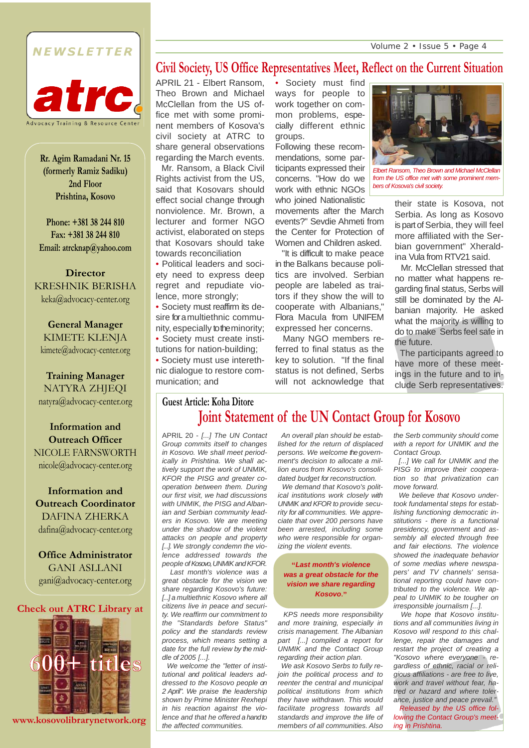## Civil Society, US Office Representatives Meet, Reflect on the Current Situation

APRIL 21 - Elbert Ransom, Theo Brown and Michael McClellan from the US office met with some prominent members of Kosova's civil society at ATRC to share general observations regarding the March events.

Mr. Ransom, a Black Civil Rights activist from the US, said that Kosovars should effect social change through nonviolence. Mr. Brown, a lecturer and former NGO activist, elaborated on steps that Kosovars should take towards reconciliation

- Political leaders and society need to express deep regret and repudiate violence, more strongly;
- Society must reaffirm its desire for a multiethnic community, especially to the minority;
- Society must create institutions for nation-building;
- Society must use interethnic dialogue to restore communication; and
- Society must find ways for people to work together on common problems, especially different ethnic groups.

Following these recommendations, some participants expressed their concerns. "How do we work with ethnic NGOs who joined Nationalistic movements after the March events?" Sevdie Ahmeti from the Center for Protection of Women and Children asked.

"It is difficult to make peace in the Balkans because politics are involved. Serbian people are labeled as traitors if they show the will to cooperate with Albanians," Flora Macula from UNIFEM expressed her concerns.

Many NGO members referred to final status as the key to solution. "If the final status is not defined, Serbs will not acknowledge that their state is Kosova, not Serbia. As long as Kosovo is part of Serbia, they will feel more affiliated with the Serbian government" Xheraldina Vula from RTV21 said.

*Elbert Ransom, Theo Brown and Michael McClellan from the US office met with some prominent members of Kosova's civil society.*

Mr. McClellan stressed that no matter what happens regarding final status, Serbs will still be dominated by the Albanian majority. He asked what the majority is willing to do to make Serbs feel safe in the future.

The participants agreed to have more of these meetings in the future and to include Serb representatives.

### Guest Article: Koha Ditore

## Joint Statement of the UN Contact Group for Kosovo

*APRIL 20 - [...] The UN Contact Group commits itself to changes in Kosovo. We shall meet periodically in Prishtina. We shall actively support the work of UNMIK, KFOR the PISG and greater cooperation between them. During our first visit, we had discussions with UNMIK, the PISG and Albanian and Serbian community leaders in Kosovo. We are meeting under the shadow of the violent attacks on people and property [...]. We strongly condemn the violence addressed towards the people of Kosovo, UNMIK and KFOR.*

*Last month's violence was a great obstacle for the vision we share regarding Kosovo's future: [...] a multiethnic Kosovo where all citizens live in peace and security. We reaffirm our commitment to the "Standards before Status" policy and the standards review process, which means setting a date for the full review by the middle of 2005 [...].*

*We welcome the "letter of institutional and political leaders addressed to the Kosovo people on 2 April". We praise the leadership shown by Prime Minister Rexhepi in his reaction against the violence and that he offered a hand to the affected communities.*

*An overall plan should be established for the return of displaced persons. We welcome the government's decision to allocate a million euros from Kosovo's consolidated budget for reconstruction.*

*We demand that Kosovo's political institutions work closely with UNMIK and KFOR to provide security for all communities. We appreciate that over 200 persons have been arrested, including some who were responsible for organizing the violent events.*

**"Last month's violence was a great obstacle for the vision we share regarding Kosovo."**

*KPS needs more responsibility and more training, especially in crisis management. The Albanian part [...] compiled a report for UNMIK and the Contact Group regarding their action plan.*

*We ask Kosovo Serbs to fully rejoin the political process and to reenter the central and municipal political institutions from which they have withdrawn. This would facilitate progress towards all standards and improve the life of members of all communities. Also the Serb community should come with a report for UNMIK and the Contact Group.*

*[...] We call for UNMIK and the PISG to improve their cooperation so that privatization can move forward.*

*We believe that Kosovo undertook fundamental steps for establishing functioning democratic institutions - there is a functional presidency, government and assembly all elected through free and fair elections. The violence showed the inadequate behavior of some medias where newspapers' and TV channels' sensational reporting could have contributed to the violence. We appeal to UNMIK to be tougher on irresponsible journalism [...].*

*We hope that Kosovo institutions and all communities living in Kosovo will respond to this challenge, repair the damages and restart the project of creating a "Kosovo where everyone - regardless of ethnic, racial or religious affiliations - are free to live, work and travel without fear, hatred or hazard and where tolerance, justice and peace prevail."*

*Released by the US office following the Contact Group's meeting in Prishtina.*

---

NEWSLETTER

**atrc**

Advocacy Training & Resource Center

Rr. Agim Ramadani Nr. 15
(formerly Ramiz Sadiku)
2nd Floor
Prishtina, Kosovo

Phone: +381 38 244 810
Fax: +381 38 244 810
Email: atrcknap@yahoo.com

**Director**
KRESHNIK BERISHA
keka@advocacy-center.org

**General Manager**
KIMETE KLENJA
kimete@advocacy-center.org

**Training Manager**
NATYRA ZHJEQI
natyra@advocacy-center.org

**Information and Outreach Officer**
NICOLE FARNSWORTH
nicole@advocacy-center.org

**Information and Outreach Coordinator**
DAFINA ZHERKA
dafina@advocacy-center.org

**Office Administrator**
GANI ASLLANI
gani@advocacy-center.org

**Check out ATRC Library at**

600+ titles

www.kosovolibrarynetwork.org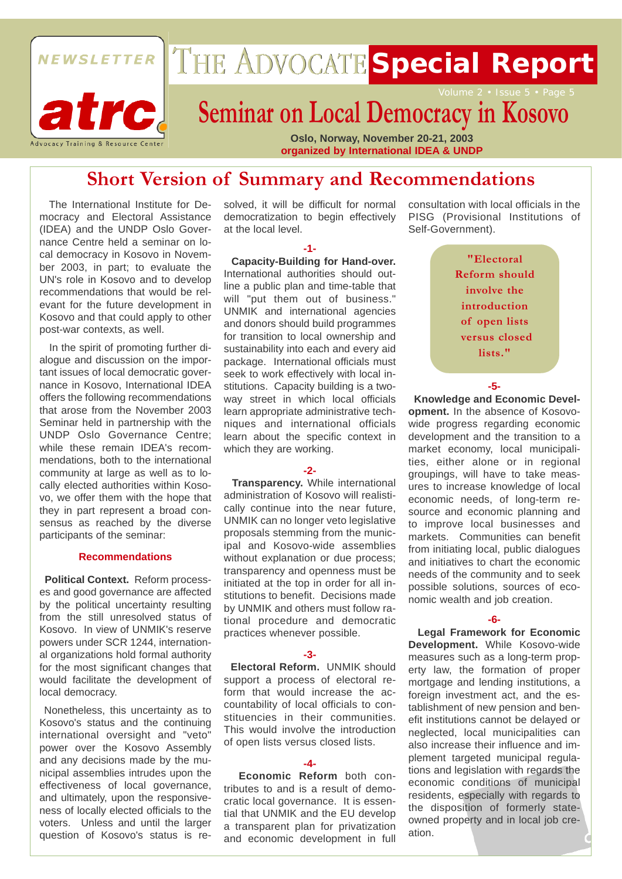NEWSLETTER

atrc
Advocacy Training & Resource Center

# THE ADVOCATE Special Report

## Seminar on Local Democracy in Kosovo

**Oslo, Norway, November 20-21, 2003**
**organized by International IDEA & UNDP**

## Short Version of Summary and Recommendations

The International Institute for Democracy and Electoral Assistance (IDEA) and the UNDP Oslo Governance Centre held a seminar on local democracy in Kosovo in November 2003, in part; to evaluate the UN's role in Kosovo and to develop recommendations that would be relevant for the future development in Kosovo and that could apply to other post-war contexts, as well.

In the spirit of promoting further dialogue and discussion on the important issues of local democratic governance in Kosovo, International IDEA offers the following recommendations that arose from the November 2003 Seminar held in partnership with the UNDP Oslo Governance Centre; while these remain IDEA's recommendations, both to the international community at large as well as to locally elected authorities within Kosovo, we offer them with the hope that they in part represent a broad consensus as reached by the diverse participants of the seminar:

### Recommendations

**Political Context.** Reform processes and good governance are affected by the political uncertainty resulting from the still unresolved status of Kosovo. In view of UNMIK's reserve powers under SCR 1244, international organizations hold formal authority for the most significant changes that would facilitate the development of local democracy.

Nonetheless, this uncertainty as to Kosovo's status and the continuing international oversight and "veto" power over the Kosovo Assembly and any decisions made by the municipal assemblies intrudes upon the effectiveness of local governance, and ultimately, upon the responsiveness of locally elected officials to the voters. Unless and until the larger question of Kosovo's status is resolved, it will be difficult for normal democratization to begin effectively at the local level.

**-1-**

**Capacity-Building for Hand-over.** International authorities should outline a public plan and time-table that will "put them out of business." UNMIK and international agencies and donors should build programmes for transition to local ownership and sustainability into each and every aid package. International officials must seek to work effectively with local institutions. Capacity building is a two-way street in which local officials learn appropriate administrative techniques and international officials learn about the specific context in which they are working.

**-2-**

**Transparency.** While international administration of Kosovo will realistically continue into the near future, UNMIK can no longer veto legislative proposals stemming from the municipal and Kosovo-wide assemblies without explanation or due process; transparency and openness must be initiated at the top in order for all institutions to benefit. Decisions made by UNMIK and others must follow rational procedure and democratic practices whenever possible.

**-3-**

**Electoral Reform.** UNMIK should support a process of electoral reform that would increase the accountability of local officials to constituencies in their communities. This would involve the introduction of open lists versus closed lists.

**-4-**

**Economic Reform** both contributes to and is a result of democratic local governance. It is essential that UNMIK and the EU develop a transparent plan for privatization and economic development in full consultation with local officials in the PISG (Provisional Institutions of Self-Government).

> "Electoral Reform should involve the introduction of open lists versus closed lists."

**-5-**

**Knowledge and Economic Development.** In the absence of Kosovo-wide progress regarding economic development and the transition to a market economy, local municipalities, either alone or in regional groupings, will have to take measures to increase knowledge of local economic needs, of long-term resource and economic planning and to improve local businesses and markets. Communities can benefit from initiating local, public dialogues and initiatives to chart the economic needs of the community and to seek possible solutions, sources of economic wealth and job creation.

**-6-**

**Legal Framework for Economic Development.** While Kosovo-wide measures such as a long-term property law, the formation of proper mortgage and lending institutions, a foreign investment act, and the establishment of new pension and benefit institutions cannot be delayed or neglected, local municipalities can also increase their influence and implement targeted municipal regulations and legislation with regards the economic conditions of municipal residents, especially with regards to the disposition of formerly state-owned property and in local job creation.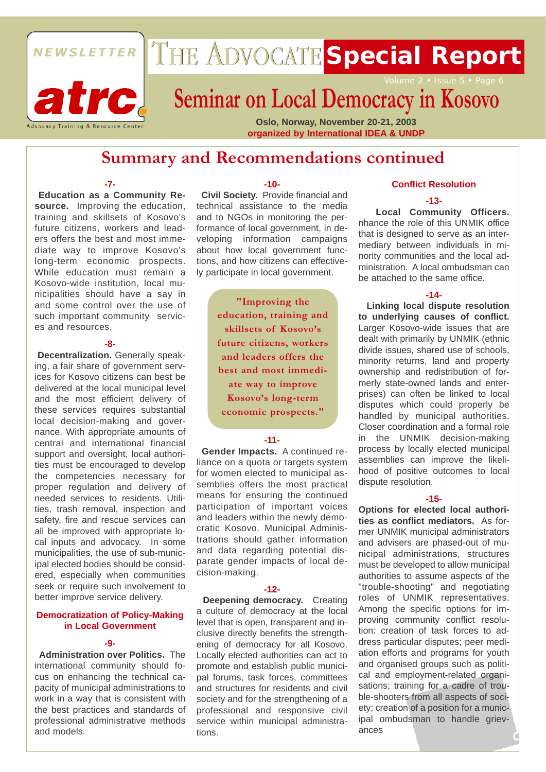NEWSLETTER

atrc Advocacy Training & Resource Center

THE ADVOCATE **Special Report**

# Seminar on Local Democracy in Kosovo

**Oslo, Norway, November 20-21, 2003**
**organized by International IDEA & UNDP**

## Summary and Recommendations continued

**-7-**

**Education as a Community Resource.** Improving the education, training and skillsets of Kosovo's future citizens, workers and leaders offers the best and most immediate way to improve Kosovo's long-term economic prospects. While education must remain a Kosovo-wide institution, local municipalities should have a say in and some control over the use of such important community services and resources.

**-8-**

**Decentralization.** Generally speaking, a fair share of government services for Kosovo citizens can best be delivered at the local municipal level and the most efficient delivery of these services requires substantial local decision-making and governance. With appropriate amounts of central and international financial support and oversight, local authorities must be encouraged to develop the competencies necessary for proper regulation and delivery of needed services to residents. Utilities, trash removal, inspection and safety, fire and rescue services can all be improved with appropriate local inputs and advocacy. In some municipalities, the use of sub-municipal elected bodies should be considered, especially when communities seek or require such involvement to better improve service delivery.

### Democratization of Policy-Making in Local Government

**-9-**

**Administration over Politics.** The international community should focus on enhancing the technical capacity of municipal administrations to work in a way that is consistent with the best practices and standards of professional administrative methods and models.

**-10-**

**Civil Society.** Provide financial and technical assistance to the media and to NGOs in monitoring the performance of local government, in developing information campaigns about how local government functions, and how citizens can effectively participate in local government.

> "Improving the education, training and skillsets of Kosovo's future citizens, workers and leaders offers the best and most immediate way to improve Kosovo's long-term economic prospects."

**-11-**

**Gender Impacts.** A continued reliance on a quota or targets system for women elected to municipal assemblies offers the most practical means for ensuring the continued participation of important voices and leaders within the newly democratic Kosovo. Municipal Administrations should gather information and data regarding potential disparate gender impacts of local decision-making.

**-12-**

**Deepening democracy.** Creating a culture of democracy at the local level that is open, transparent and inclusive directly benefits the strengthening of democracy for all Kosovo. Locally elected authorities can act to promote and establish public municipal forums, task forces, committees and structures for residents and civil society and for the strengthening of a professional and responsive civil service within municipal administrations.

### Conflict Resolution

**-13-**

**Local Community Officers.** nhance the role of this UNMIK office that is designed to serve as an intermediary between individuals in minority communities and the local administration. A local ombudsman can be attached to the same office.

**-14-**

**Linking local dispute resolution to underlying causes of conflict.** Larger Kosovo-wide issues that are dealt with primarily by UNMIK (ethnic divide issues, shared use of schools, minority returns, land and property ownership and redistribution of formerly state-owned lands and enterprises) can often be linked to local disputes which could properly be handled by municipal authorities. Closer coordination and a formal role in the UNMIK decision-making process by locally elected municipal assemblies can improve the likelihood of positive outcomes to local dispute resolution.

**-15-**

**Options for elected local authorities as conflict mediators.** As former UNMIK municipal administrators and advisers are phased-out of municipal administrations, structures must be developed to allow municipal authorities to assume aspects of the "trouble-shooting" and negotiating roles of UNMIK representatives. Among the specific options for improving community conflict resolution: creation of task forces to address particular disputes; peer mediation efforts and programs for youth and organised groups such as political and employment-related organisations; training for a cadre of trouble-shooters from all aspects of society; creation of a position for a municipal ombudsman to handle grievances